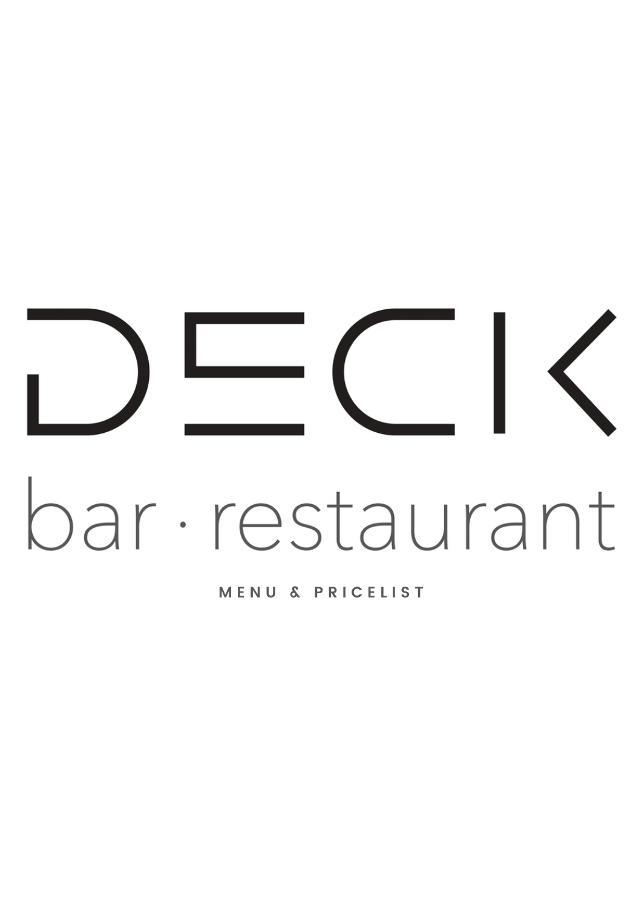# DECK

## bar · restaurant

MENU & PRICELIST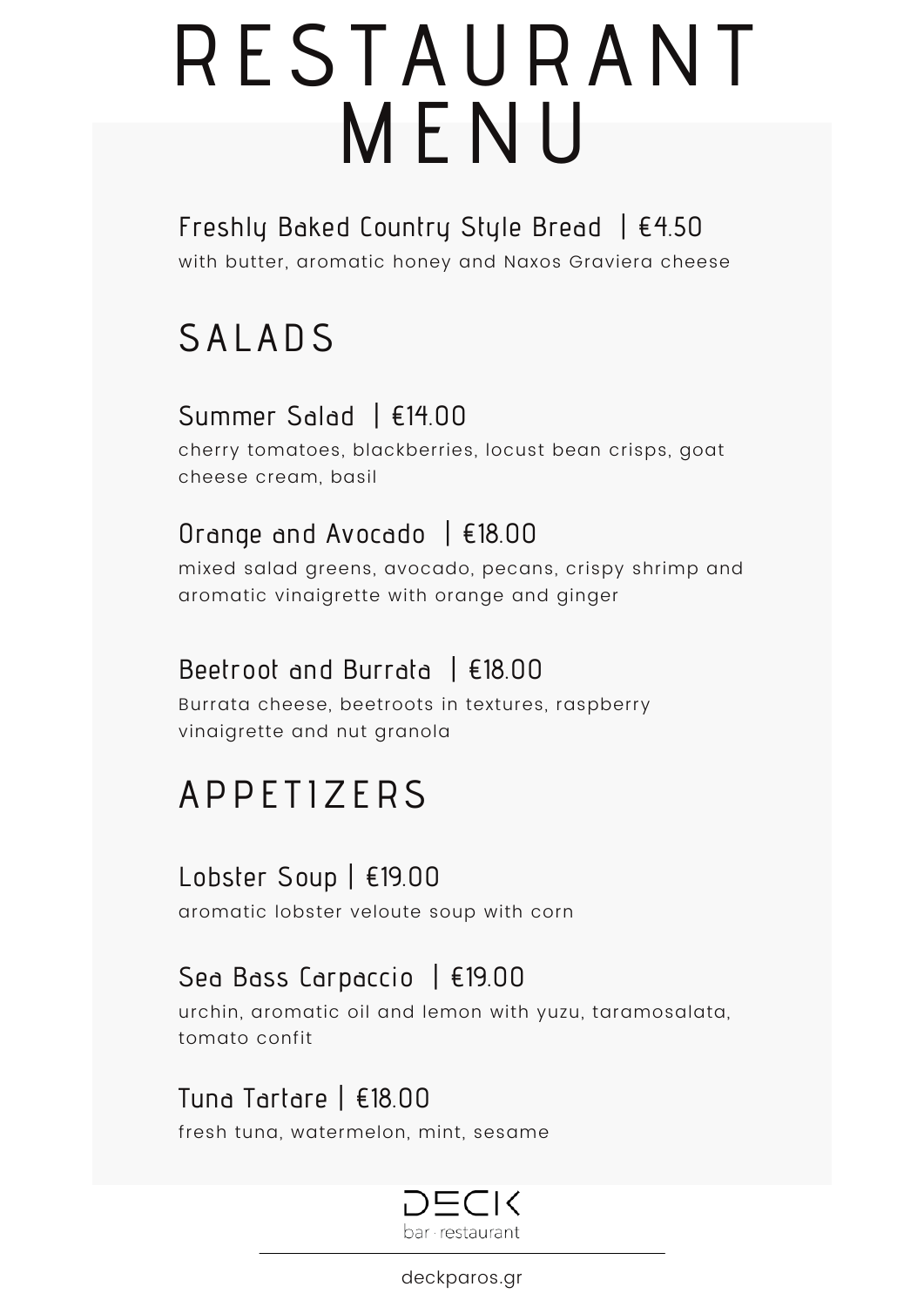# RESTAURANT MENU

### Freshly Baked Country Style Bread | €4.50

with butter, aromatic honey and Naxos Graviera cheese

## SALADS

### Summer Salad | €14.00

cherry tomatoes, blackberries, locust bean crisps, goat cheese cream, basil

### Orange and Avocado | €18.00

mixed salad greens, avocado, pecans, crispy shrimp and aromatic vinaigrette with orange and ginger

### Beetroot and Burrata | €18.00

Burrata cheese, beetroots in textures, raspberry vinaigrette and nut granola

## APPETIZERS

### Lobster Soup | €19.00

aromatic lobster veloute soup with corn

### Sea Bass Carpaccio | €19.00

urchin, aromatic oil and lemon with yuzu, taramosalata, tomato confit

### Tuna Tartare | €18.00

fresh tuna, watermelon, mint, sesame

DECK
bar · restaurant

deckparos.gr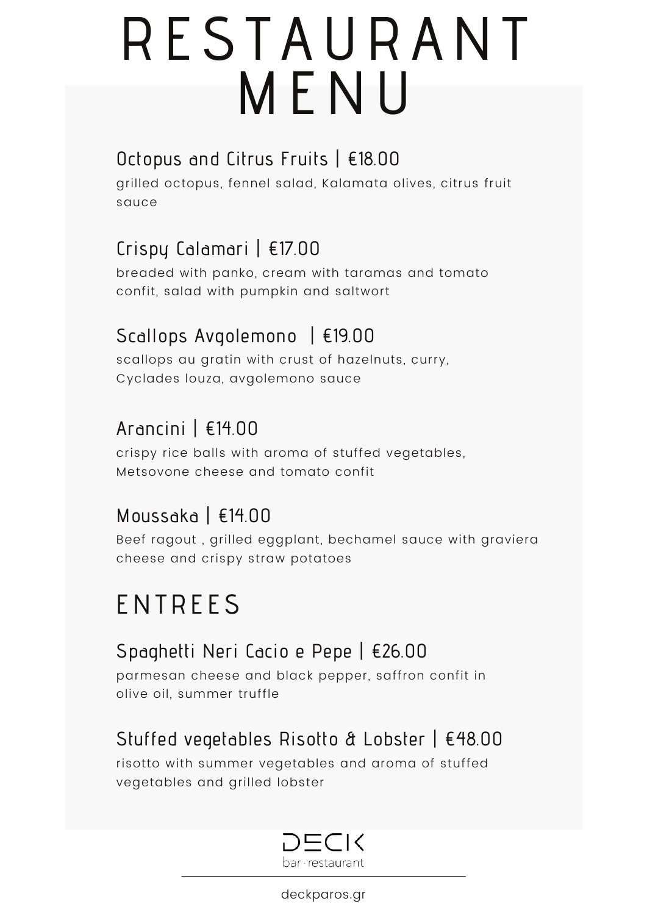# RESTAURANT MENU

### Octopus and Citrus Fruits | €18.00

grilled octopus, fennel salad, Kalamata olives, citrus fruit sauce

### Crispy Calamari | €17.00

breaded with panko, cream with taramas and tomato confit, salad with pumpkin and saltwort

### Scallops Avgolemono | €19.00

scallops au gratin with crust of hazelnuts, curry, Cyclades louza, avgolemono sauce

### Arancini | €14.00

crispy rice balls with aroma of stuffed vegetables, Metsovone cheese and tomato confit

### Moussaka | €14.00

Beef ragout , grilled eggplant, bechamel sauce with graviera cheese and crispy straw potatoes

## ENTREES

### Spaghetti Neri Cacio e Pepe | €26.00

parmesan cheese and black pepper, saffron confit in olive oil, summer truffle

### Stuffed vegetables Risotto & Lobster | €48.00

risotto with summer vegetables and aroma of stuffed vegetables and grilled lobster

DECK

bar · restaurant

deckparos.gr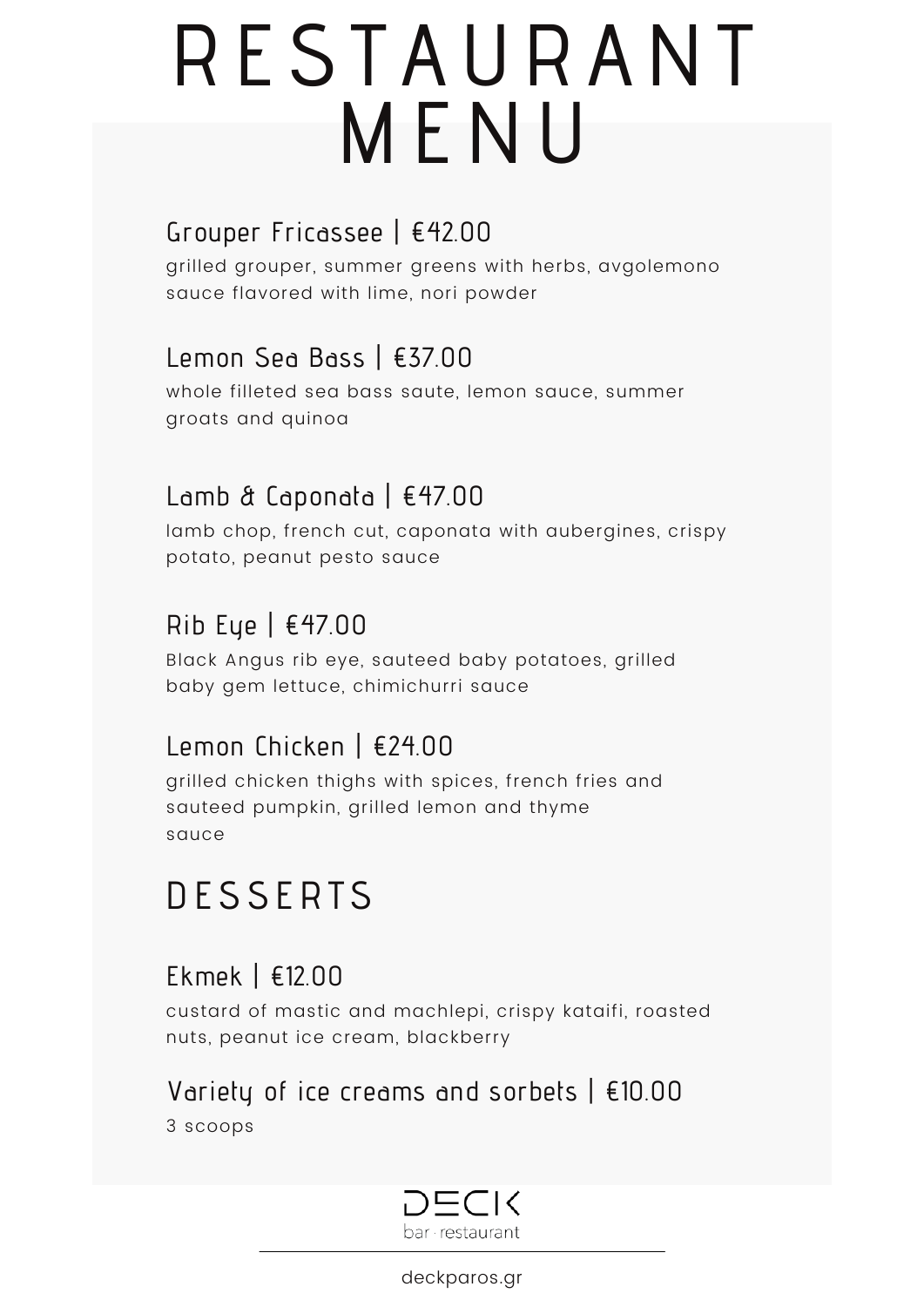# RESTAURANT MENU

### Grouper Fricassee | €42.00

grilled grouper, summer greens with herbs, avgolemono sauce flavored with lime, nori powder

### Lemon Sea Bass | €37.00

whole filleted sea bass saute, lemon sauce, summer groats and quinoa

### Lamb & Caponata | €47.00

lamb chop, french cut, caponata with aubergines, crispy potato, peanut pesto sauce

### Rib Eye | €47.00

Black Angus rib eye, sauteed baby potatoes, grilled baby gem lettuce, chimichurri sauce

### Lemon Chicken | €24.00

grilled chicken thighs with spices, french fries and sauteed pumpkin, grilled lemon and thyme sauce

## DESSERTS

### Ekmek | €12.00

custard of mastic and machlepi, crispy kataifi, roasted nuts, peanut ice cream, blackberry

### Variety of ice creams and sorbets | €10.00

3 scoops

DECK
bar · restaurant

deckparos.gr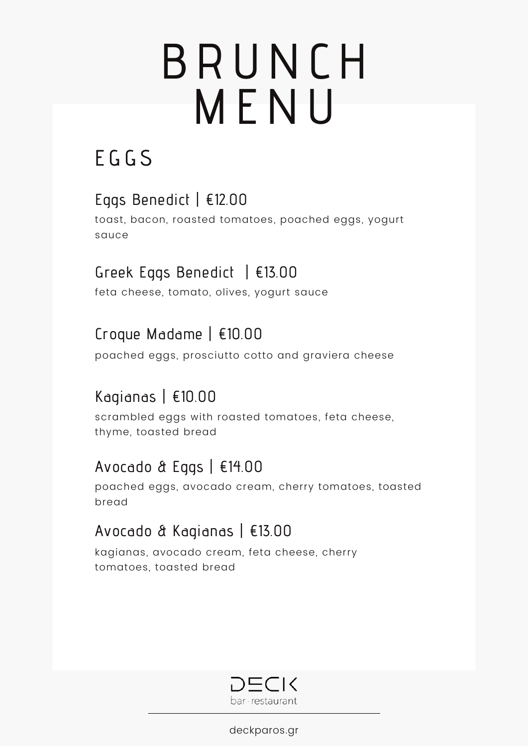# BRUNCH MENU

## EGGS

### Eggs Benedict | €12.00
toast, bacon, roasted tomatoes, poached eggs, yogurt sauce

### Greek Eggs Benedict | €13.00
feta cheese, tomato, olives, yogurt sauce

### Croque Madame | €10.00
poached eggs, prosciutto cotto and graviera cheese

### Kagianas | €10.00
scrambled eggs with roasted tomatoes, feta cheese, thyme, toasted bread

### Avocado & Eggs | €14.00
poached eggs, avocado cream, cherry tomatoes, toasted bread

### Avocado & Kagianas | €13.00
kagianas, avocado cream, feta cheese, cherry tomatoes, toasted bread

DECK
bar · restaurant

deckparos.gr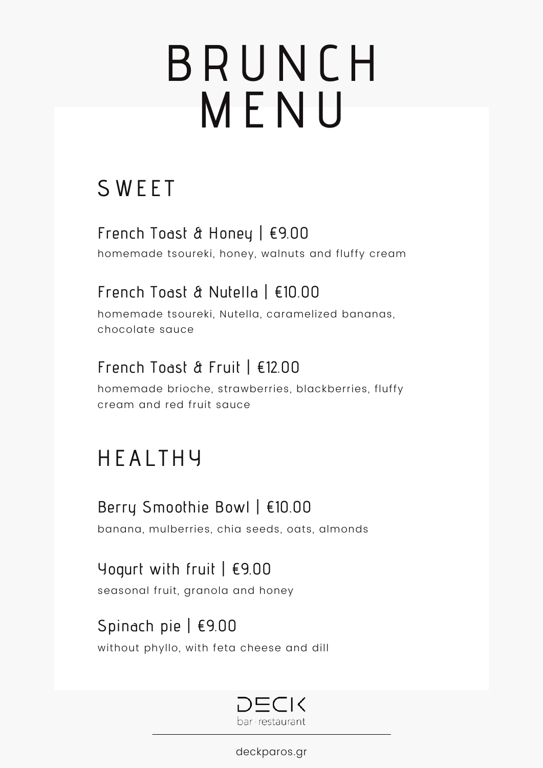# BRUNCH MENU

## SWEET

### French Toast & Honey | €9.00

homemade tsoureki, honey, walnuts and fluffy cream

### French Toast & Nutella | €10.00

homemade tsoureki, Nutella, caramelized bananas, chocolate sauce

### French Toast & Fruit | €12.00

homemade brioche, strawberries, blackberries, fluffy cream and red fruit sauce

## HEALTHY

### Berry Smoothie Bowl | €10.00

banana, mulberries, chia seeds, oats, almonds

### Yogurt with fruit | €9.00

seasonal fruit, granola and honey

### Spinach pie | €9.00

without phyllo, with feta cheese and dill

DECK
bar · restaurant

deckparos.gr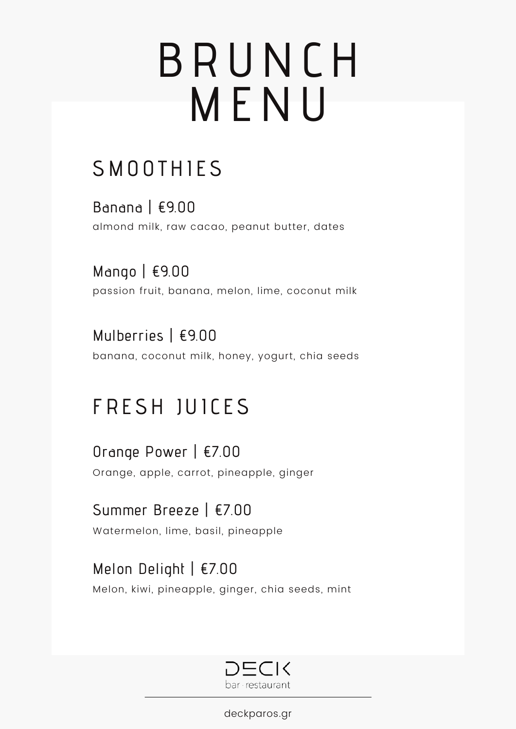# BRUNCH MENU

## SMOOTHIES

### Banana | €9.00
almond milk, raw cacao, peanut butter, dates

### Mango | €9.00
passion fruit, banana, melon, lime, coconut milk

### Mulberries | €9.00
banana, coconut milk, honey, yogurt, chia seeds

## FRESH JUICES

### Orange Power | €7.00
Orange, apple, carrot, pineapple, ginger

### Summer Breeze | €7.00
Watermelon, lime, basil, pineapple

### Melon Delight | €7.00
Melon, kiwi, pineapple, ginger, chia seeds, mint

DECK
bar · restaurant

deckparos.gr